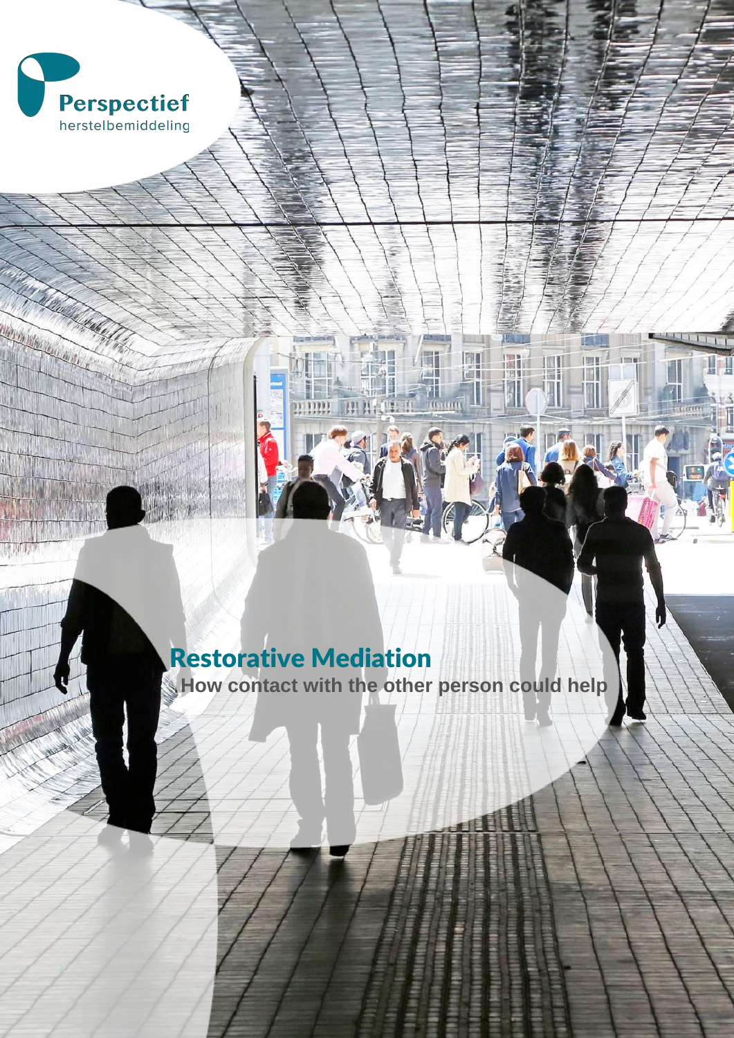Perspectief
herstelbemiddeling

# Restorative Mediation

**How contact with the other person could help**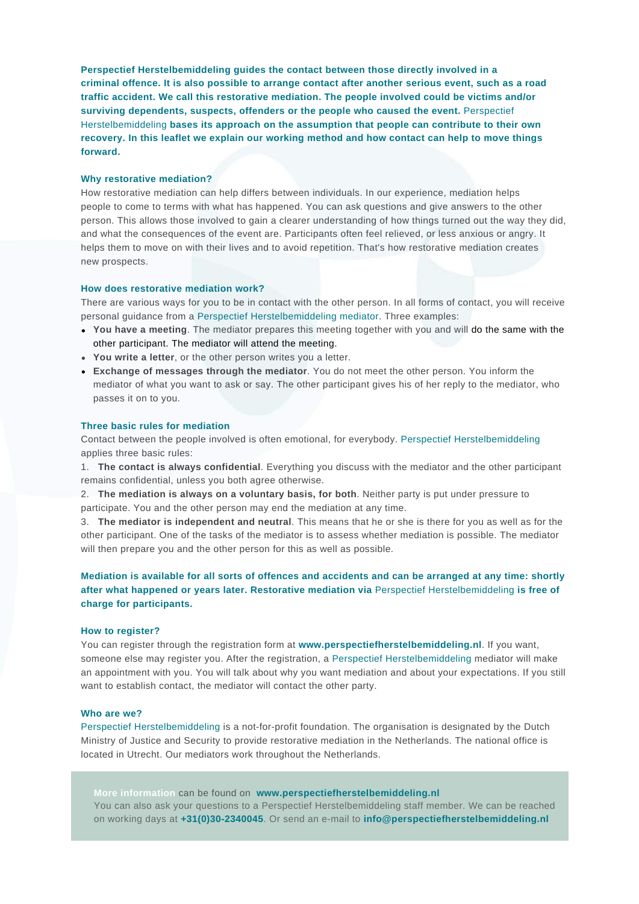**Perspectief Herstelbemiddeling guides the contact between those directly involved in a criminal offence. It is also possible to arrange contact after another serious event, such as a road traffic accident. We call this restorative mediation. The people involved could be victims and/or surviving dependents, suspects, offenders or the people who caused the event.** Perspectief Herstelbemiddeling **bases its approach on the assumption that people can contribute to their own recovery. In this leaflet we explain our working method and how contact can help to move things forward.**

### Why restorative mediation?

How restorative mediation can help differs between individuals. In our experience, mediation helps people to come to terms with what has happened. You can ask questions and give answers to the other person. This allows those involved to gain a clearer understanding of how things turned out the way they did, and what the consequences of the event are. Participants often feel relieved, or less anxious or angry. It helps them to move on with their lives and to avoid repetition. That's how restorative mediation creates new prospects.

### How does restorative mediation work?

There are various ways for you to be in contact with the other person. In all forms of contact, you will receive personal guidance from a Perspectief Herstelbemiddeling mediator. Three examples:

- **You have a meeting**. The mediator prepares this meeting together with you and will do the same with the other participant. The mediator will attend the meeting.
- **You write a letter**, or the other person writes you a letter.
- **Exchange of messages through the mediator**. You do not meet the other person. You inform the mediator of what you want to ask or say. The other participant gives his of her reply to the mediator, who passes it on to you.

### Three basic rules for mediation

Contact between the people involved is often emotional, for everybody. Perspectief Herstelbemiddeling applies three basic rules:

1. **The contact is always confidential**. Everything you discuss with the mediator and the other participant remains confidential, unless you both agree otherwise.
2. **The mediation is always on a voluntary basis, for both**. Neither party is put under pressure to participate. You and the other person may end the mediation at any time.
3. **The mediator is independent and neutral**. This means that he or she is there for you as well as for the other participant. One of the tasks of the mediator is to assess whether mediation is possible. The mediator will then prepare you and the other person for this as well as possible.

**Mediation is available for all sorts of offences and accidents and can be arranged at any time: shortly after what happened or years later. Restorative mediation via** Perspectief Herstelbemiddeling **is free of charge for participants.**

### How to register?

You can register through the registration form at **www.perspectiefherstelbemiddeling.nl**. If you want, someone else may register you. After the registration, a Perspectief Herstelbemiddeling mediator will make an appointment with you. You will talk about why you want mediation and about your expectations. If you still want to establish contact, the mediator will contact the other party.

### Who are we?

Perspectief Herstelbemiddeling is a not-for-profit foundation. The organisation is designated by the Dutch Ministry of Justice and Security to provide restorative mediation in the Netherlands. The national office is located in Utrecht. Our mediators work throughout the Netherlands.

**More information** can be found on **www.perspectiefherstelbemiddeling.nl**
You can also ask your questions to a Perspectief Herstelbemiddeling staff member. We can be reached on working days at **+31(0)30-2340045**. Or send an e-mail to **info@perspectiefherstelbemiddeling.nl**